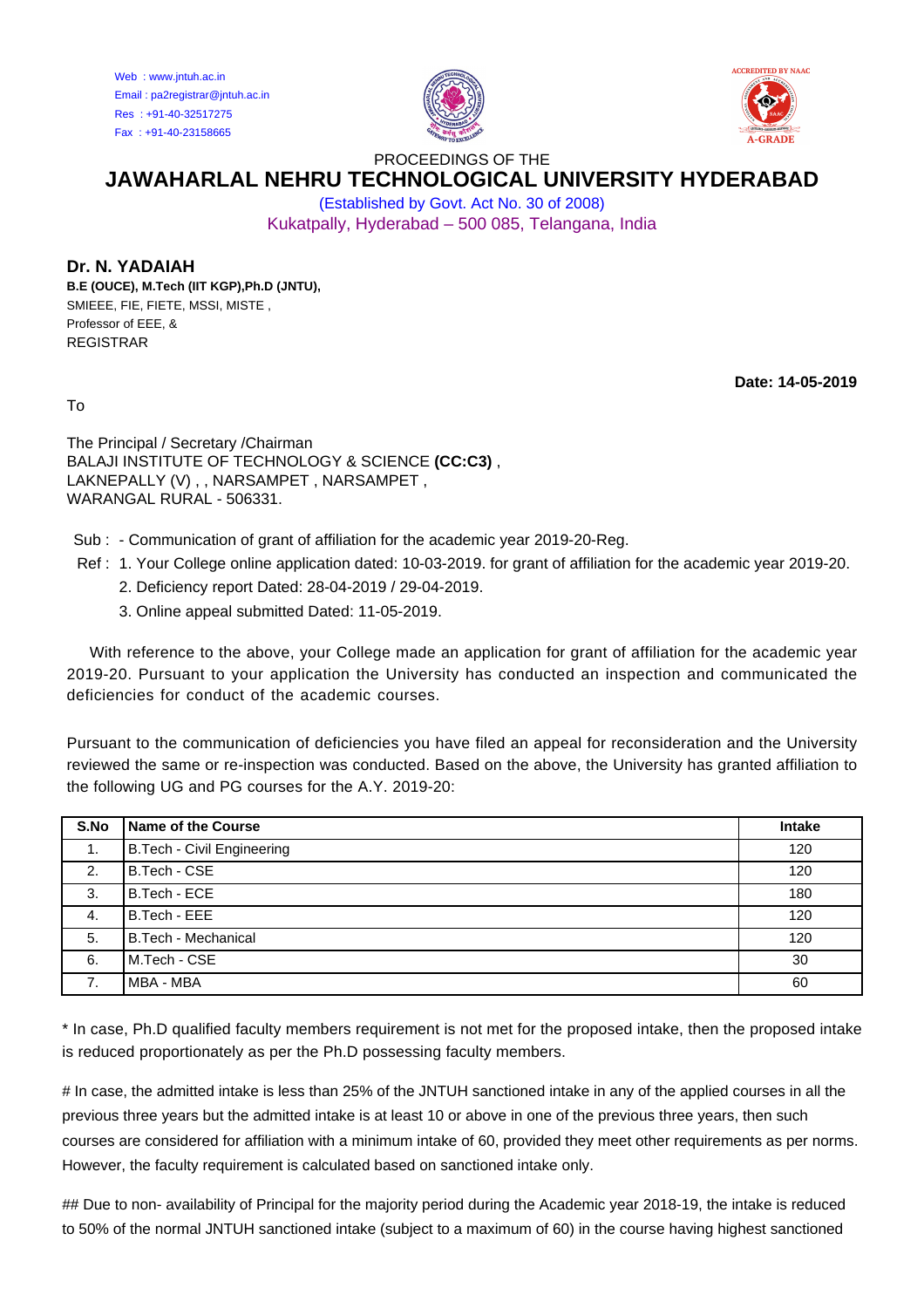Web : www.jntuh.ac.in
Email : pa2registrar@jntuh.ac.in
Res : +91-40-32517275
Fax : +91-40-23158665

PROCEEDINGS OF THE

# JAWAHARLAL NEHRU TECHNOLOGICAL UNIVERSITY HYDERABAD

(Established by Govt. Act No. 30 of 2008)

Kukatpally, Hyderabad – 500 085, Telangana, India

**Dr. N. YADAIAH**
**B.E (OUCE), M.Tech (IIT KGP),Ph.D (JNTU),**
SMIEEE, FIE, FIETE, MSSI, MISTE ,
Professor of EEE, &
REGISTRAR

**Date: 14-05-2019**

To

The Principal / Secretary /Chairman
BALAJI INSTITUTE OF TECHNOLOGY & SCIENCE **(CC:C3)** ,
LAKNEPALLY (V) , , NARSAMPET , NARSAMPET ,
WARANGAL RURAL - 506331.

Sub : - Communication of grant of affiliation for the academic year 2019-20-Reg.

Ref : 1. Your College online application dated: 10-03-2019. for grant of affiliation for the academic year 2019-20.
2. Deficiency report Dated: 28-04-2019 / 29-04-2019.
3. Online appeal submitted Dated: 11-05-2019.

With reference to the above, your College made an application for grant of affiliation for the academic year 2019-20. Pursuant to your application the University has conducted an inspection and communicated the deficiencies for conduct of the academic courses.

Pursuant to the communication of deficiencies you have filed an appeal for reconsideration and the University reviewed the same or re-inspection was conducted. Based on the above, the University has granted affiliation to the following UG and PG courses for the A.Y. 2019-20:

| S.No | Name of the Course | Intake |
|---|---|---|
| 1. | B.Tech - Civil Engineering | 120 |
| 2. | B.Tech - CSE | 120 |
| 3. | B.Tech - ECE | 180 |
| 4. | B.Tech - EEE | 120 |
| 5. | B.Tech - Mechanical | 120 |
| 6. | M.Tech - CSE | 30 |
| 7. | MBA - MBA | 60 |

* In case, Ph.D qualified faculty members requirement is not met for the proposed intake, then the proposed intake is reduced proportionately as per the Ph.D possessing faculty members.

# In case, the admitted intake is less than 25% of the JNTUH sanctioned intake in any of the applied courses in all the previous three years but the admitted intake is at least 10 or above in one of the previous three years, then such courses are considered for affiliation with a minimum intake of 60, provided they meet other requirements as per norms. However, the faculty requirement is calculated based on sanctioned intake only.

## Due to non- availability of Principal for the majority period during the Academic year 2018-19, the intake is reduced to 50% of the normal JNTUH sanctioned intake (subject to a maximum of 60) in the course having highest sanctioned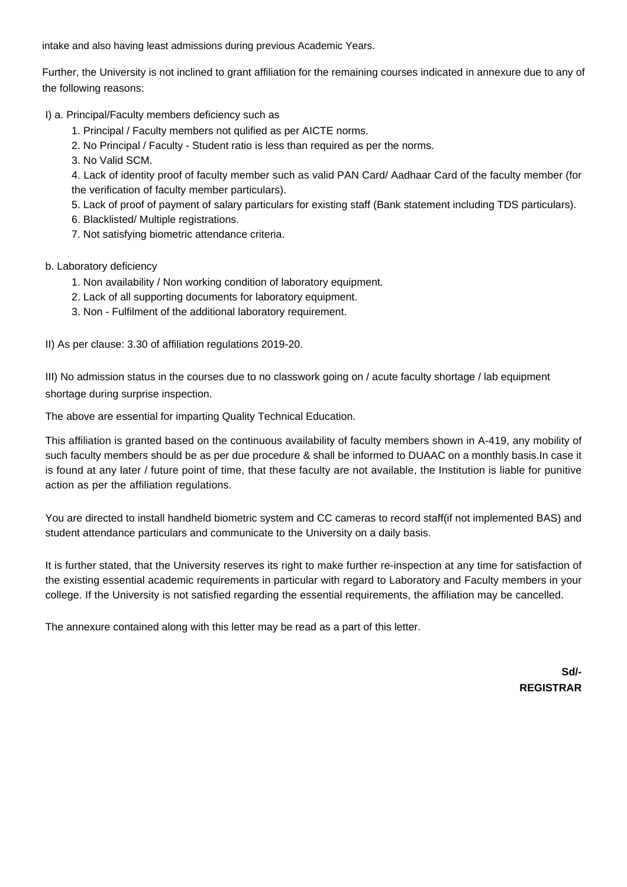intake and also having least admissions during previous Academic Years.

Further, the University is not inclined to grant affiliation for the remaining courses indicated in annexure due to any of the following reasons:

I) a. Principal/Faculty members deficiency such as

1. Principal / Faculty members not qulified as per AICTE norms.
2. No Principal / Faculty - Student ratio is less than required as per the norms.
3. No Valid SCM.
4. Lack of identity proof of faculty member such as valid PAN Card/ Aadhaar Card of the faculty member (for the verification of faculty member particulars).
5. Lack of proof of payment of salary particulars for existing staff (Bank statement including TDS particulars).
6. Blacklisted/ Multiple registrations.
7. Not satisfying biometric attendance criteria.

b. Laboratory deficiency

1. Non availability / Non working condition of laboratory equipment.
2. Lack of all supporting documents for laboratory equipment.
3. Non - Fulfilment of the additional laboratory requirement.

II) As per clause: 3.30 of affiliation regulations 2019-20.

III) No admission status in the courses due to no classwork going on / acute faculty shortage / lab equipment shortage during surprise inspection.

The above are essential for imparting Quality Technical Education.

This affiliation is granted based on the continuous availability of faculty members shown in A-419, any mobility of such faculty members should be as per due procedure & shall be informed to DUAAC on a monthly basis.In case it is found at any later / future point of time, that these faculty are not available, the Institution is liable for punitive action as per the affiliation regulations.

You are directed to install handheld biometric system and CC cameras to record staff(if not implemented BAS) and student attendance particulars and communicate to the University on a daily basis.

It is further stated, that the University reserves its right to make further re-inspection at any time for satisfaction of the existing essential academic requirements in particular with regard to Laboratory and Faculty members in your college. If the University is not satisfied regarding the essential requirements, the affiliation may be cancelled.

The annexure contained along with this letter may be read as a part of this letter.

**Sd/-**
**REGISTRAR**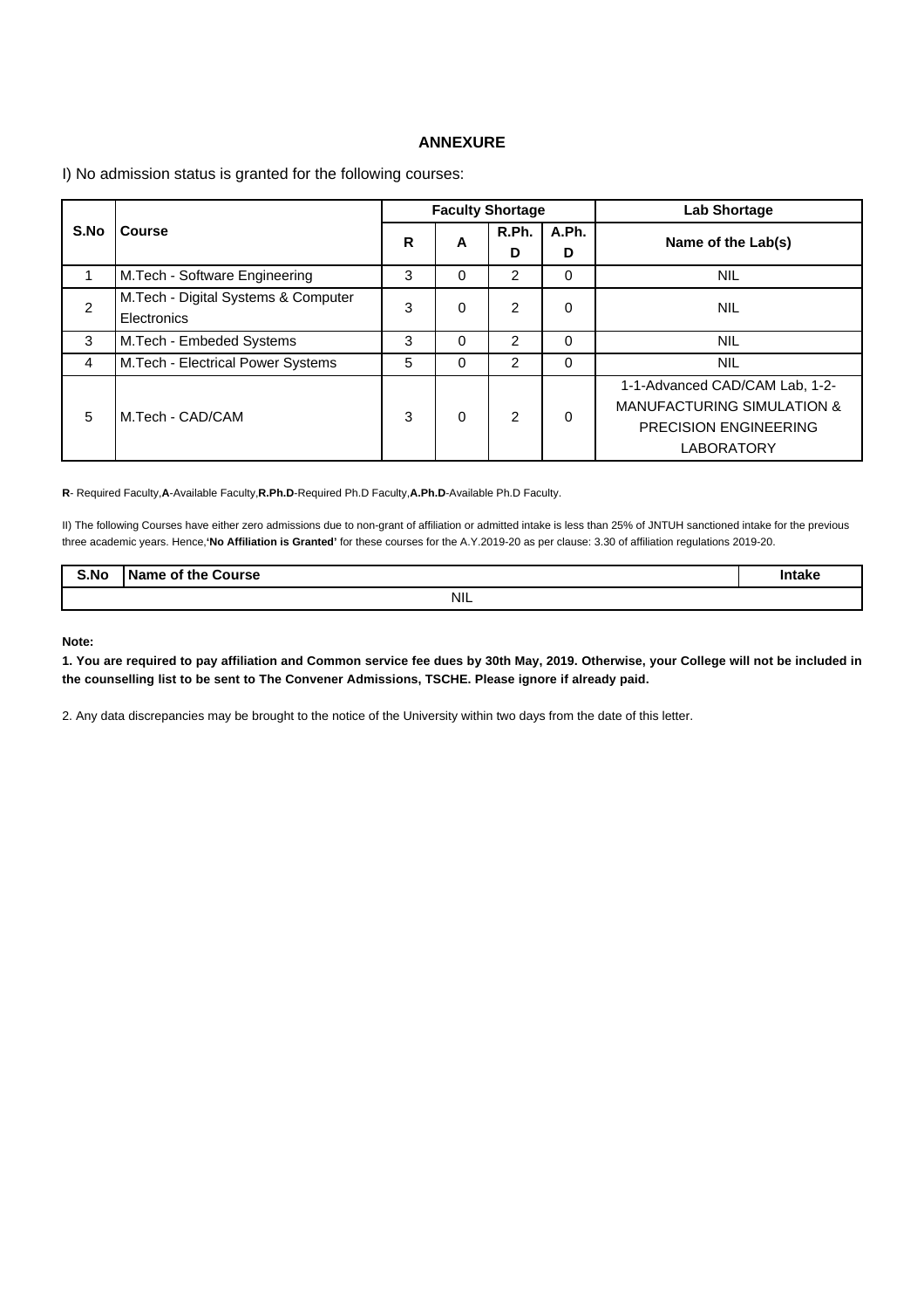## ANNEXURE

I) No admission status is granted for the following courses:

| S.No | Course | Faculty Shortage | | | | Lab Shortage |
|---|---|---|---|---|---|---|
| | | R | A | R.Ph.D | A.Ph.D | Name of the Lab(s) |
| 1 | M.Tech - Software Engineering | 3 | 0 | 2 | 0 | NIL |
| 2 | M.Tech - Digital Systems & Computer Electronics | 3 | 0 | 2 | 0 | NIL |
| 3 | M.Tech - Embeded Systems | 3 | 0 | 2 | 0 | NIL |
| 4 | M.Tech - Electrical Power Systems | 5 | 0 | 2 | 0 | NIL |
| 5 | M.Tech - CAD/CAM | 3 | 0 | 2 | 0 | 1-1-Advanced CAD/CAM Lab, 1-2-MANUFACTURING SIMULATION & PRECISION ENGINEERING LABORATORY |

**R**- Required Faculty,**A**-Available Faculty,**R.Ph.D**-Required Ph.D Faculty,**A.Ph.D**-Available Ph.D Faculty.

II) The following Courses have either zero admissions due to non-grant of affiliation or admitted intake is less than 25% of JNTUH sanctioned intake for the previous three academic years. Hence,**'No Affiliation is Granted'** for these courses for the A.Y.2019-20 as per clause: 3.30 of affiliation regulations 2019-20.

| S.No | Name of the Course | Intake |
|---|---|---|
| | NIL | |

**Note:**

**1. You are required to pay affiliation and Common service fee dues by 30th May, 2019. Otherwise, your College will not be included in the counselling list to be sent to The Convener Admissions, TSCHE. Please ignore if already paid.**

2. Any data discrepancies may be brought to the notice of the University within two days from the date of this letter.